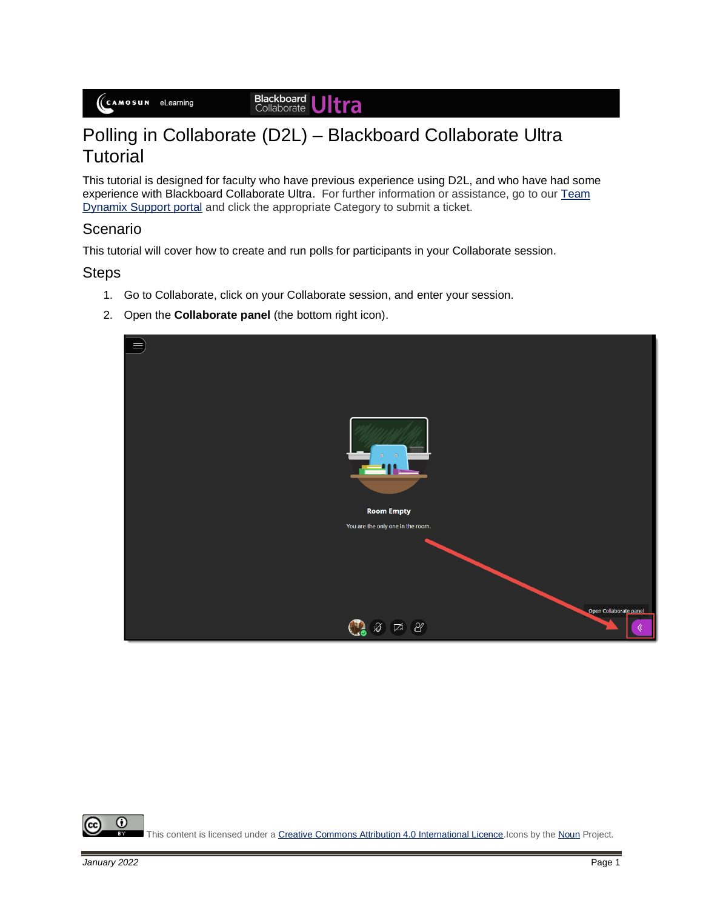# Polling in Collaborate (D2L) – Blackboard Collaborate Ultra Tutorial

This tutorial is designed for faculty who have previous experience using D2L, and who have had some experience with Blackboard Collaborate Ultra. For further information or assistance, go to our [Team Dynamix Support portal]() and click the appropriate Category to submit a ticket.

## Scenario

This tutorial will cover how to create and run polls for participants in your Collaborate session.

## Steps

1. Go to Collaborate, click on your Collaborate session, and enter your session.
2. Open the **Collaborate panel** (the bottom right icon).

This content is licensed under a [Creative Commons Attribution 4.0 International Licence](). Icons by the [Noun]() Project.

*January 2022*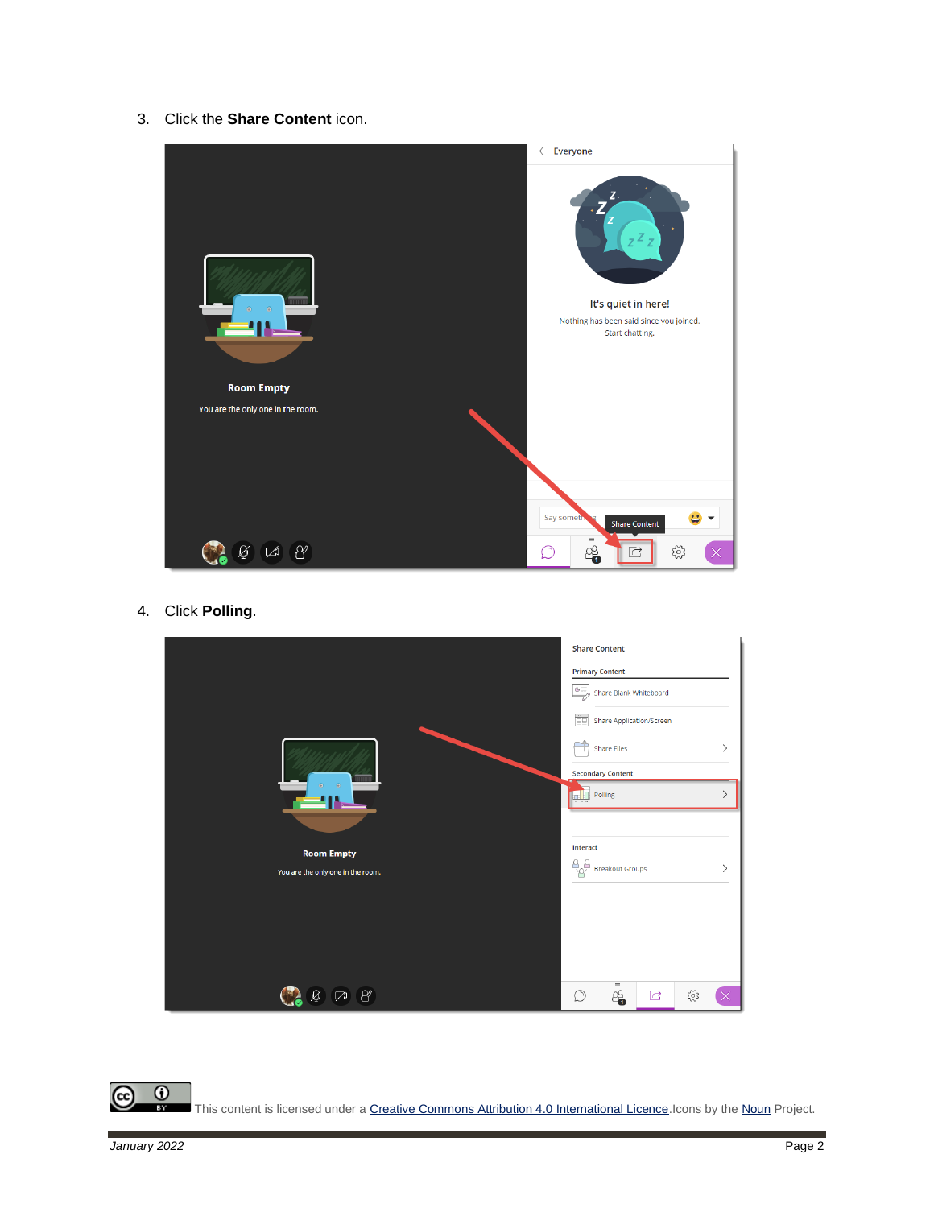3. Click the **Share Content** icon.

4. Click **Polling**.

This content is licensed under a [Creative Commons Attribution 4.0 International Licence](https://creativecommons.org/licenses/by/4.0/). Icons by the [Noun](https://thenounproject.com/) Project.

*January 2022*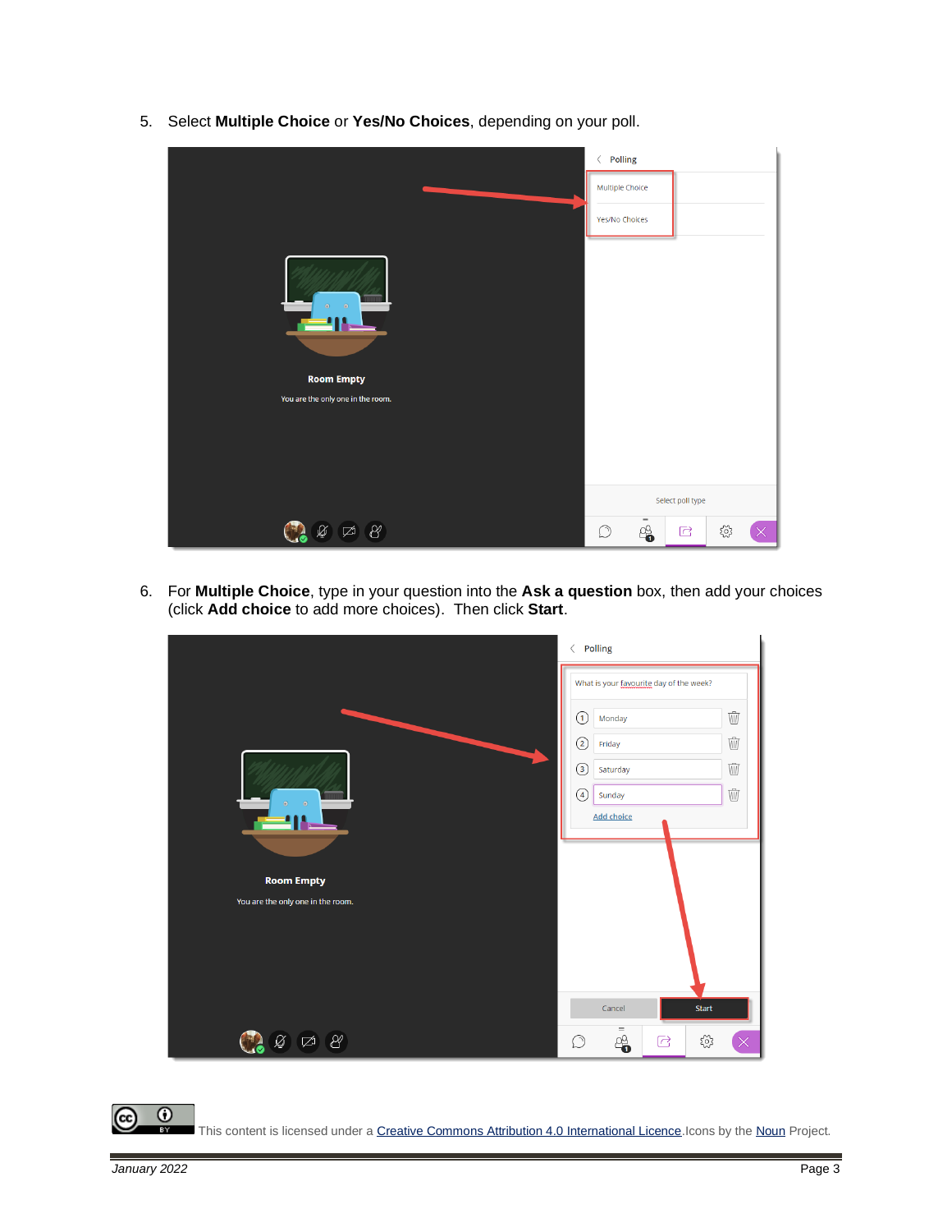5. Select **Multiple Choice** or **Yes/No Choices**, depending on your poll.

6. For **Multiple Choice**, type in your question into the **Ask a question** box, then add your choices (click **Add choice** to add more choices). Then click **Start**.

This content is licensed under a Creative Commons Attribution 4.0 International Licence. Icons by the Noun Project.

January 2022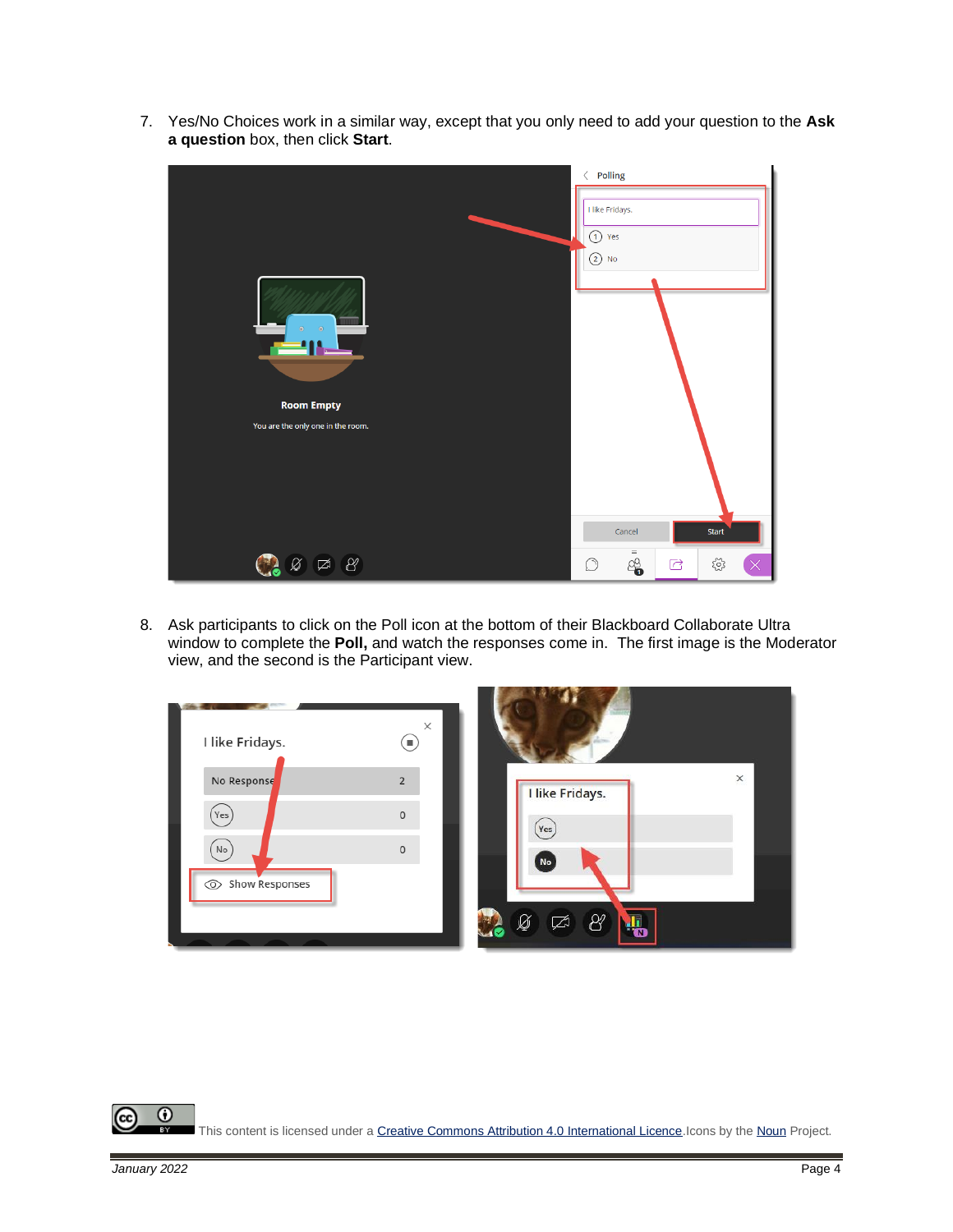7. Yes/No Choices work in a similar way, except that you only need to add your question to the **Ask a question** box, then click **Start**.

8. Ask participants to click on the Poll icon at the bottom of their Blackboard Collaborate Ultra window to complete the **Poll,** and watch the responses come in. The first image is the Moderator view, and the second is the Participant view.

This content is licensed under a [Creative Commons Attribution 4.0 International Licence](). Icons by the [Noun]() Project.

*January 2022*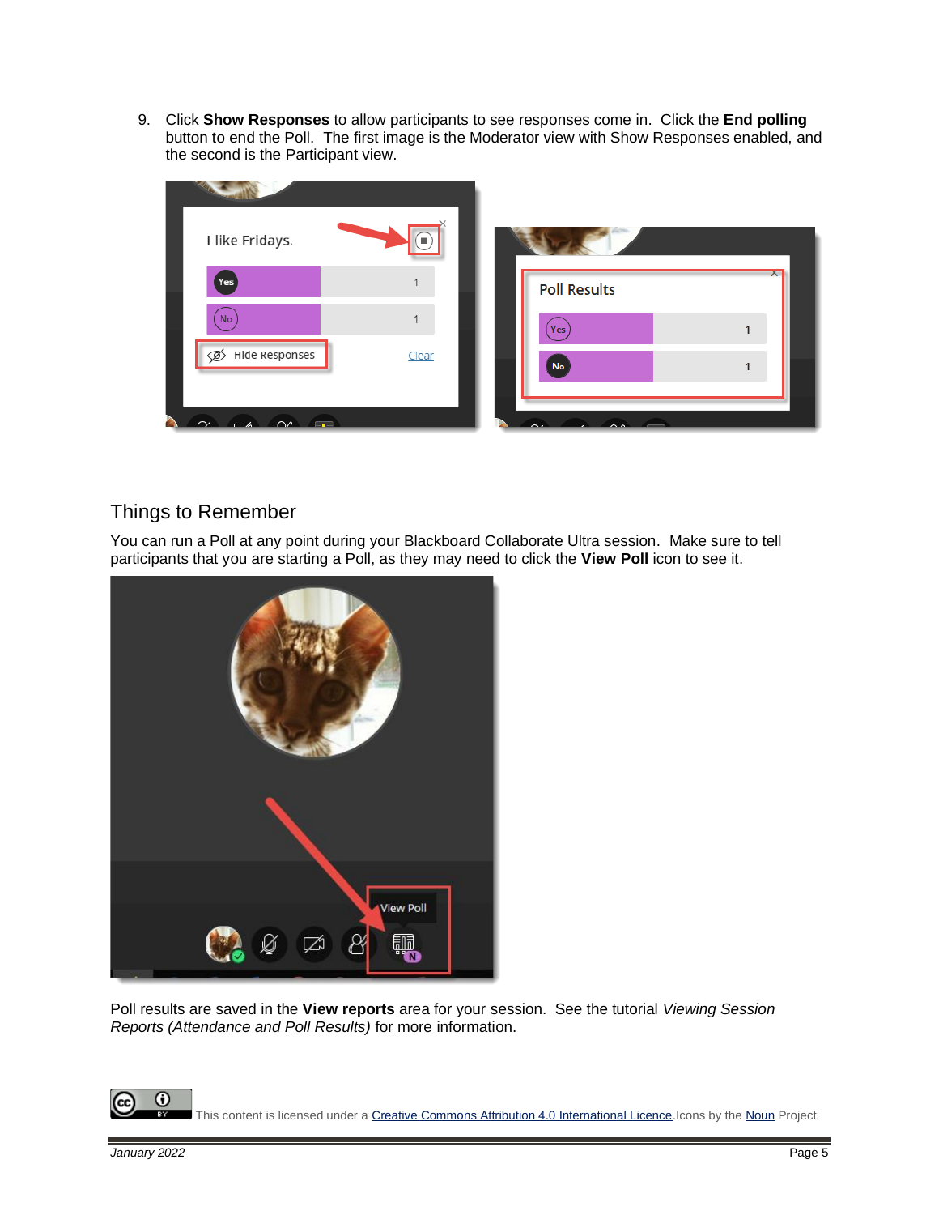9. Click **Show Responses** to allow participants to see responses come in. Click the **End polling** button to end the Poll. The first image is the Moderator view with Show Responses enabled, and the second is the Participant view.

## Things to Remember

You can run a Poll at any point during your Blackboard Collaborate Ultra session. Make sure to tell participants that you are starting a Poll, as they may need to click the **View Poll** icon to see it.

Poll results are saved in the **View reports** area for your session. See the tutorial *Viewing Session Reports (Attendance and Poll Results)* for more information.

This content is licensed under a [Creative Commons Attribution 4.0 International Licence](). Icons by the [Noun]() Project.

*January 2022*